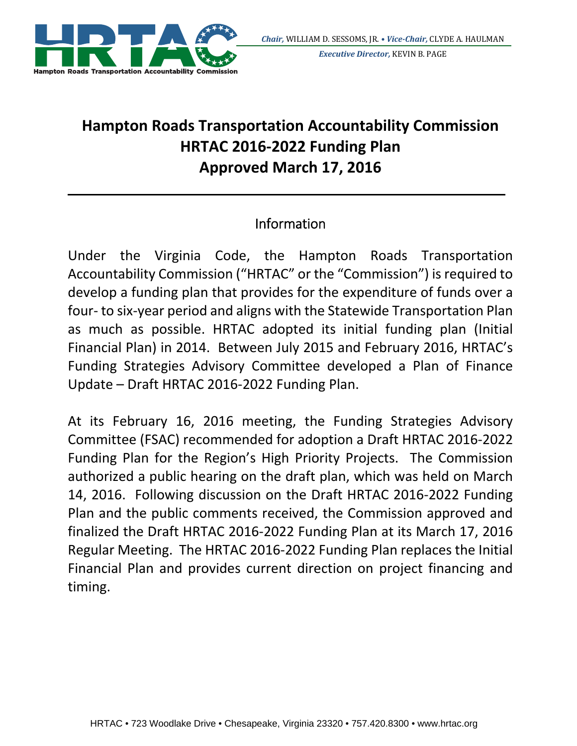Chair, WILLIAM D. SESSOMS, JR. • Vice-Chair, CLYDE A. HAULMAN

Executive Director, KEVIN B. PAGE

# Hampton Roads Transportation Accountability Commission HRTAC 2016-2022 Funding Plan Approved March 17, 2016

## Information

Under the Virginia Code, the Hampton Roads Transportation Accountability Commission ("HRTAC" or the "Commission") is required to develop a funding plan that provides for the expenditure of funds over a four- to six-year period and aligns with the Statewide Transportation Plan as much as possible. HRTAC adopted its initial funding plan (Initial Financial Plan) in 2014. Between July 2015 and February 2016, HRTAC's Funding Strategies Advisory Committee developed a Plan of Finance Update – Draft HRTAC 2016-2022 Funding Plan.

At its February 16, 2016 meeting, the Funding Strategies Advisory Committee (FSAC) recommended for adoption a Draft HRTAC 2016-2022 Funding Plan for the Region's High Priority Projects. The Commission authorized a public hearing on the draft plan, which was held on March 14, 2016. Following discussion on the Draft HRTAC 2016-2022 Funding Plan and the public comments received, the Commission approved and finalized the Draft HRTAC 2016-2022 Funding Plan at its March 17, 2016 Regular Meeting. The HRTAC 2016-2022 Funding Plan replaces the Initial Financial Plan and provides current direction on project financing and timing.

HRTAC • 723 Woodlake Drive • Chesapeake, Virginia 23320 • 757.420.8300 • www.hrtac.org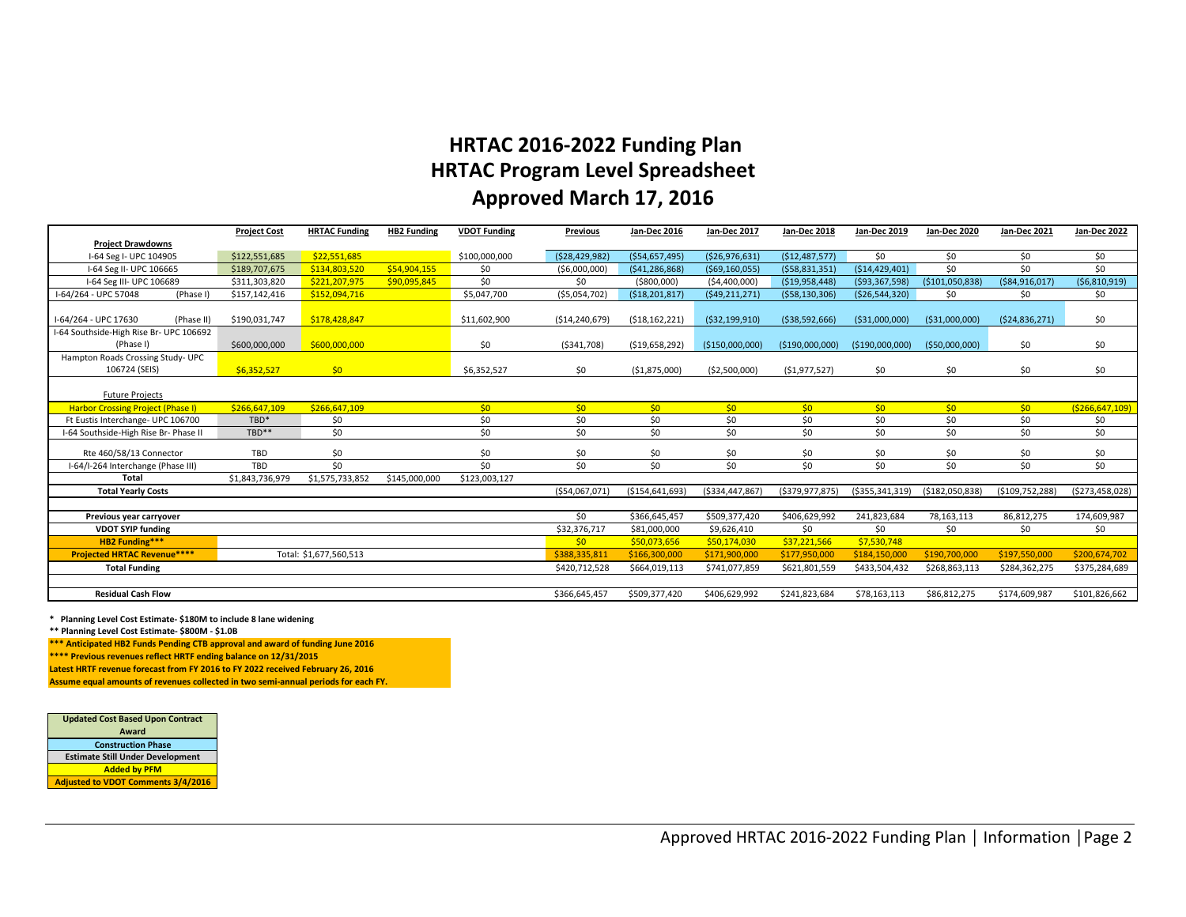# HRTAC 2016-2022 Funding Plan
# HRTAC Program Level Spreadsheet
# Approved March 17, 2016

| | Project Cost | HRTAC Funding | HB2 Funding | VDOT Funding | Previous | Jan-Dec 2016 | Jan-Dec 2017 | Jan-Dec 2018 | Jan-Dec 2019 | Jan-Dec 2020 | Jan-Dec 2021 | Jan-Dec 2022 |
|---|---|---|---|---|---|---|---|---|---|---|---|---|
| **Project Drawdowns** | | | | | | | | | | | | |
| I-64 Seg I- UPC 104905 | $122,551,685 | $22,551,685 | | $100,000,000 | ($28,429,982) | ($54,657,495) | ($26,976,631) | ($12,487,577) | $0 | $0 | $0 | $0 |
| I-64 Seg II- UPC 106665 | $189,707,675 | $134,803,520 | $54,904,155 | $0 | ($6,000,000) | ($41,286,868) | ($69,160,055) | ($58,831,351) | ($14,429,401) | $0 | $0 | $0 |
| I-64 Seg III- UPC 106689 | $311,303,820 | $221,207,975 | $90,095,845 | $0 | $0 | ($800,000) | ($4,400,000) | ($19,958,448) | ($93,367,598) | ($101,050,838) | ($84,916,017) | ($6,810,919) |
| I-64/264 - UPC 57048 (Phase I) | $157,142,416 | $152,094,716 | | $5,047,700 | ($5,054,702) | ($18,201,817) | ($49,211,271) | ($58,130,306) | ($26,544,320) | $0 | $0 | $0 |
| I-64/264 - UPC 17630 (Phase II) | $190,031,747 | $178,428,847 | | $11,602,900 | ($14,240,679) | ($18,162,221) | ($32,199,910) | ($38,592,666) | ($31,000,000) | ($31,000,000) | ($24,836,271) | $0 |
| I-64 Southside-High Rise Br- UPC 106692 (Phase I) | $600,000,000 | $600,000,000 | | $0 | ($341,708) | ($19,658,292) | ($150,000,000) | ($190,000,000) | ($190,000,000) | ($50,000,000) | $0 | $0 |
| Hampton Roads Crossing Study- UPC 106724 (SEIS) | $6,352,527 | $0 | | $6,352,527 | $0 | ($1,875,000) | ($2,500,000) | ($1,977,527) | $0 | $0 | $0 | $0 |
| Future Projects | | | | | | | | | | | | |
| Harbor Crossing Project (Phase I) | $266,647,109 | $266,647,109 | | $0 | $0 | $0 | $0 | $0 | $0 | $0 | $0 | ($266,647,109) |
| Ft Eustis Interchange- UPC 106700 | TBD* | $0 | | $0 | $0 | $0 | $0 | $0 | $0 | $0 | $0 | $0 |
| I-64 Southside-High Rise Br- Phase II | TBD** | $0 | | $0 | $0 | $0 | $0 | $0 | $0 | $0 | $0 | $0 |
| Rte 460/58/13 Connector | TBD | $0 | | $0 | $0 | $0 | $0 | $0 | $0 | $0 | $0 | $0 |
| I-64/I-264 Interchange (Phase III) | TBD | $0 | | $0 | $0 | $0 | $0 | $0 | $0 | $0 | $0 | $0 |
| **Total** | $1,843,736,979 | $1,575,733,852 | $145,000,000 | $123,003,127 | | | | | | | | |
| **Total Yearly Costs** | | | | | ($54,067,071) | ($154,641,693) | ($334,447,867) | ($379,977,875) | ($355,341,319) | ($182,050,838) | ($109,752,288) | ($273,458,028) |
| **Previous year carryover** | | | | | $0 | $366,645,457 | $509,377,420 | $406,629,992 | 241,823,684 | 78,163,113 | 86,812,275 | 174,609,987 |
| **VDOT SYIP funding** | | | | | $32,376,717 | $81,000,000 | $9,626,410 | $0 | $0 | $0 | $0 | $0 |
| **HB2 Funding*** ** | | | | | $0 | $50,073,656 | $50,174,030 | $37,221,566 | $7,530,748 | | | |
| **Projected HRTAC Revenue****** | | Total: $1,677,560,513 | | | $388,335,811 | $166,300,000 | $171,900,000 | $177,950,000 | $184,150,000 | $190,700,000 | $197,550,000 | $200,674,702 |
| **Total Funding** | | | | | $420,712,528 | $664,019,113 | $741,077,859 | $621,801,559 | $433,504,432 | $268,863,113 | $284,362,275 | $375,284,689 |
| **Residual Cash Flow** | | | | | $366,645,457 | $509,377,420 | $406,629,992 | $241,823,684 | $78,163,113 | $86,812,275 | $174,609,987 | $101,826,662 |

**\* Planning Level Cost Estimate- $180M to include 8 lane widening**
**\*\* Planning Level Cost Estimate- $800M - $1.0B**
**\*\*\* Anticipated HB2 Funds Pending CTB approval and award of funding June 2016**
**\*\*\*\* Previous revenues reflect HRTF ending balance on 12/31/2015**
**Latest HRTF revenue forecast from FY 2016 to FY 2022 received February 26, 2016**
**Assume equal amounts of revenues collected in two semi-annual periods for each FY.**

| |
|---|
| **Updated Cost Based Upon Contract Award** |
| **Construction Phase** |
| **Estimate Still Under Development** |
| **Added by PFM** |
| **Adjusted to VDOT Comments 3/4/2016** |

Approved HRTAC 2016-2022 Funding Plan | Information